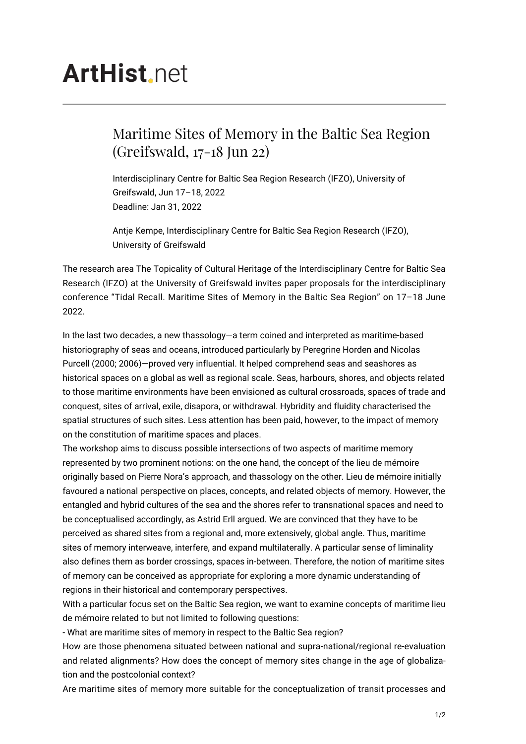# ArtHist.net

## Maritime Sites of Memory in the Baltic Sea Region (Greifswald, 17-18 Jun 22)

Interdisciplinary Centre for Baltic Sea Region Research (IFZO), University of Greifswald, Jun 17–18, 2022
Deadline: Jan 31, 2022

Antje Kempe, Interdisciplinary Centre for Baltic Sea Region Research (IFZO), University of Greifswald

The research area The Topicality of Cultural Heritage of the Interdisciplinary Centre for Baltic Sea Research (IFZO) at the University of Greifswald invites paper proposals for the interdisciplinary conference "Tidal Recall. Maritime Sites of Memory in the Baltic Sea Region" on 17–18 June 2022.

In the last two decades, a new thassology—a term coined and interpreted as maritime-based historiography of seas and oceans, introduced particularly by Peregrine Horden and Nicolas Purcell (2000; 2006)—proved very influential. It helped comprehend seas and seashores as historical spaces on a global as well as regional scale. Seas, harbours, shores, and objects related to those maritime environments have been envisioned as cultural crossroads, spaces of trade and conquest, sites of arrival, exile, disapora, or withdrawal. Hybridity and fluidity characterised the spatial structures of such sites. Less attention has been paid, however, to the impact of memory on the constitution of maritime spaces and places.
The workshop aims to discuss possible intersections of two aspects of maritime memory represented by two prominent notions: on the one hand, the concept of the lieu de mémoire originally based on Pierre Nora's approach, and thassology on the other. Lieu de mémoire initially favoured a national perspective on places, concepts, and related objects of memory. However, the entangled and hybrid cultures of the sea and the shores refer to transnational spaces and need to be conceptualised accordingly, as Astrid Erll argued. We are convinced that they have to be perceived as shared sites from a regional and, more extensively, global angle. Thus, maritime sites of memory interweave, interfere, and expand multilaterally. A particular sense of liminality also defines them as border crossings, spaces in-between. Therefore, the notion of maritime sites of memory can be conceived as appropriate for exploring a more dynamic understanding of regions in their historical and contemporary perspectives.
With a particular focus set on the Baltic Sea region, we want to examine concepts of maritime lieu de mémoire related to but not limited to following questions:
- What are maritime sites of memory in respect to the Baltic Sea region?
How are those phenomena situated between national and supra-national/regional re-evaluation and related alignments? How does the concept of memory sites change in the age of globalization and the postcolonial context?
Are maritime sites of memory more suitable for the conceptualization of transit processes and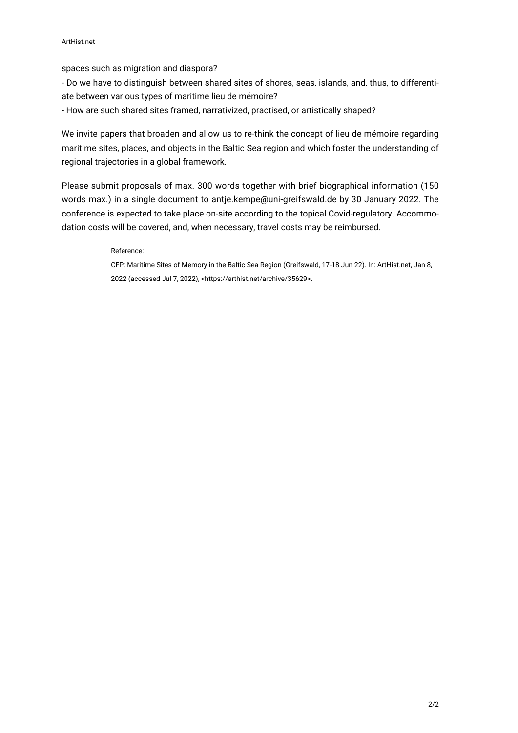spaces such as migration and diaspora?

- Do we have to distinguish between shared sites of shores, seas, islands, and, thus, to differentiate between various types of maritime lieu de mémoire?
- How are such shared sites framed, narrativized, practised, or artistically shaped?

We invite papers that broaden and allow us to re-think the concept of lieu de mémoire regarding maritime sites, places, and objects in the Baltic Sea region and which foster the understanding of regional trajectories in a global framework.

Please submit proposals of max. 300 words together with brief biographical information (150 words max.) in a single document to antje.kempe@uni-greifswald.de by 30 January 2022. The conference is expected to take place on-site according to the topical Covid-regulatory. Accommodation costs will be covered, and, when necessary, travel costs may be reimbursed.

Reference:

CFP: Maritime Sites of Memory in the Baltic Sea Region (Greifswald, 17-18 Jun 22). In: ArtHist.net, Jan 8, 2022 (accessed Jul 7, 2022), <https://arthist.net/archive/35629>.